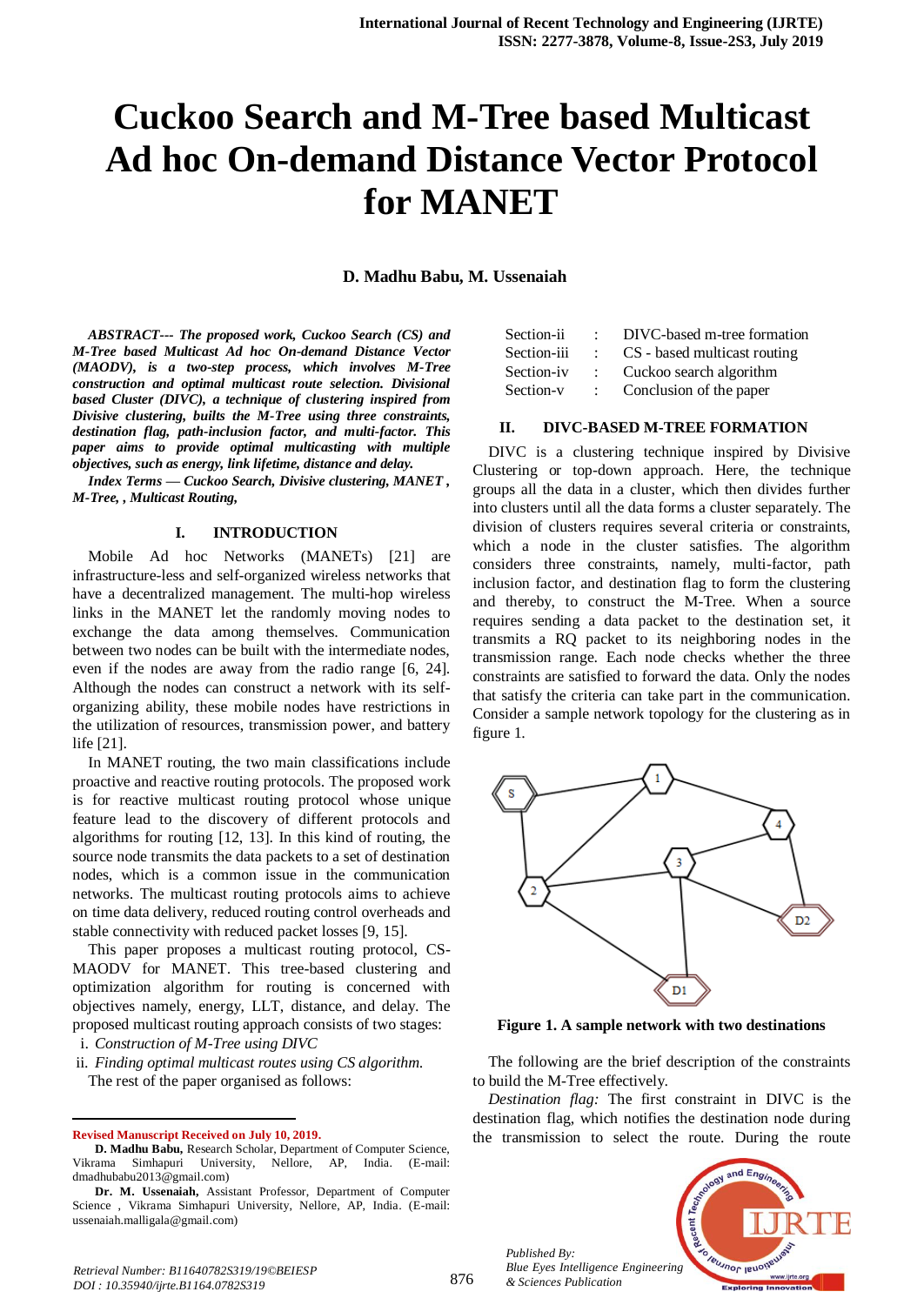# Cuckoo Search and M-Tree based Multicast Ad hoc On-demand Distance Vector Protocol for MANET

**D. Madhu Babu, M. Ussenaiah**

***ABSTRACT--- The proposed work, Cuckoo Search (CS) and M-Tree based Multicast Ad hoc On-demand Distance Vector (MAODV), is a two-step process, which involves M-Tree construction and optimal multicast route selection. Divisional based Cluster (DIVC), a technique of clustering inspired from Divisive clustering, builts the M-Tree using three constraints, destination flag, path-inclusion factor, and multi-factor. This paper aims to provide optimal multicasting with multiple objectives, such as energy, link lifetime, distance and delay.***

***Index Terms — Cuckoo Search, Divisive clustering, MANET , M-Tree, , Multicast Routing,***

## I. INTRODUCTION

Mobile Ad hoc Networks (MANETs) [21] are infrastructure-less and self-organized wireless networks that have a decentralized management. The multi-hop wireless links in the MANET let the randomly moving nodes to exchange the data among themselves. Communication between two nodes can be built with the intermediate nodes, even if the nodes are away from the radio range [6, 24]. Although the nodes can construct a network with its self-organizing ability, these mobile nodes have restrictions in the utilization of resources, transmission power, and battery life [21].

In MANET routing, the two main classifications include proactive and reactive routing protocols. The proposed work is for reactive multicast routing protocol whose unique feature lead to the discovery of different protocols and algorithms for routing [12, 13]. In this kind of routing, the source node transmits the data packets to a set of destination nodes, which is a common issue in the communication networks. The multicast routing protocols aims to achieve on time data delivery, reduced routing control overheads and stable connectivity with reduced packet losses [9, 15].

This paper proposes a multicast routing protocol, CS-MAODV for MANET. This tree-based clustering and optimization algorithm for routing is concerned with objectives namely, energy, LLT, distance, and delay. The proposed multicast routing approach consists of two stages:

i. *Construction of M-Tree using DIVC*
ii. *Finding optimal multicast routes using CS algorithm.*

The rest of the paper organised as follows:

| | | |
|---|---|---|
| Section-ii | : | DIVC-based m-tree formation |
| Section-iii | : | CS - based multicast routing |
| Section-iv | : | Cuckoo search algorithm |
| Section-v | : | Conclusion of the paper |

## II. DIVC-BASED M-TREE FORMATION

DIVC is a clustering technique inspired by Divisive Clustering or top-down approach. Here, the technique groups all the data in a cluster, which then divides further into clusters until all the data forms a cluster separately. The division of clusters requires several criteria or constraints, which a node in the cluster satisfies. The algorithm considers three constraints, namely, multi-factor, path inclusion factor, and destination flag to form the clustering and thereby, to construct the M-Tree. When a source requires sending a data packet to the destination set, it transmits a RQ packet to its neighboring nodes in the transmission range. Each node checks whether the three constraints are satisfied to forward the data. Only the nodes that satisfy the criteria can take part in the communication. Consider a sample network topology for the clustering as in figure 1.

**Figure 1. A sample network with two destinations**

The following are the brief description of the constraints to build the M-Tree effectively.

*Destination flag:* The first constraint in DIVC is the destination flag, which notifies the destination node during the transmission to select the route. During the route

---

**Revised Manuscript Received on July 10, 2019.**

**D. Madhu Babu,** Research Scholar, Department of Computer Science, Vikrama Simhapuri University, Nellore, AP, India. (E-mail: dmadhubabu2013@gmail.com)

**Dr. M. Ussenaiah,** Assistant Professor, Department of Computer Science , Vikrama Simhapuri University, Nellore, AP, India. (E-mail: ussenaiah.malligala@gmail.com)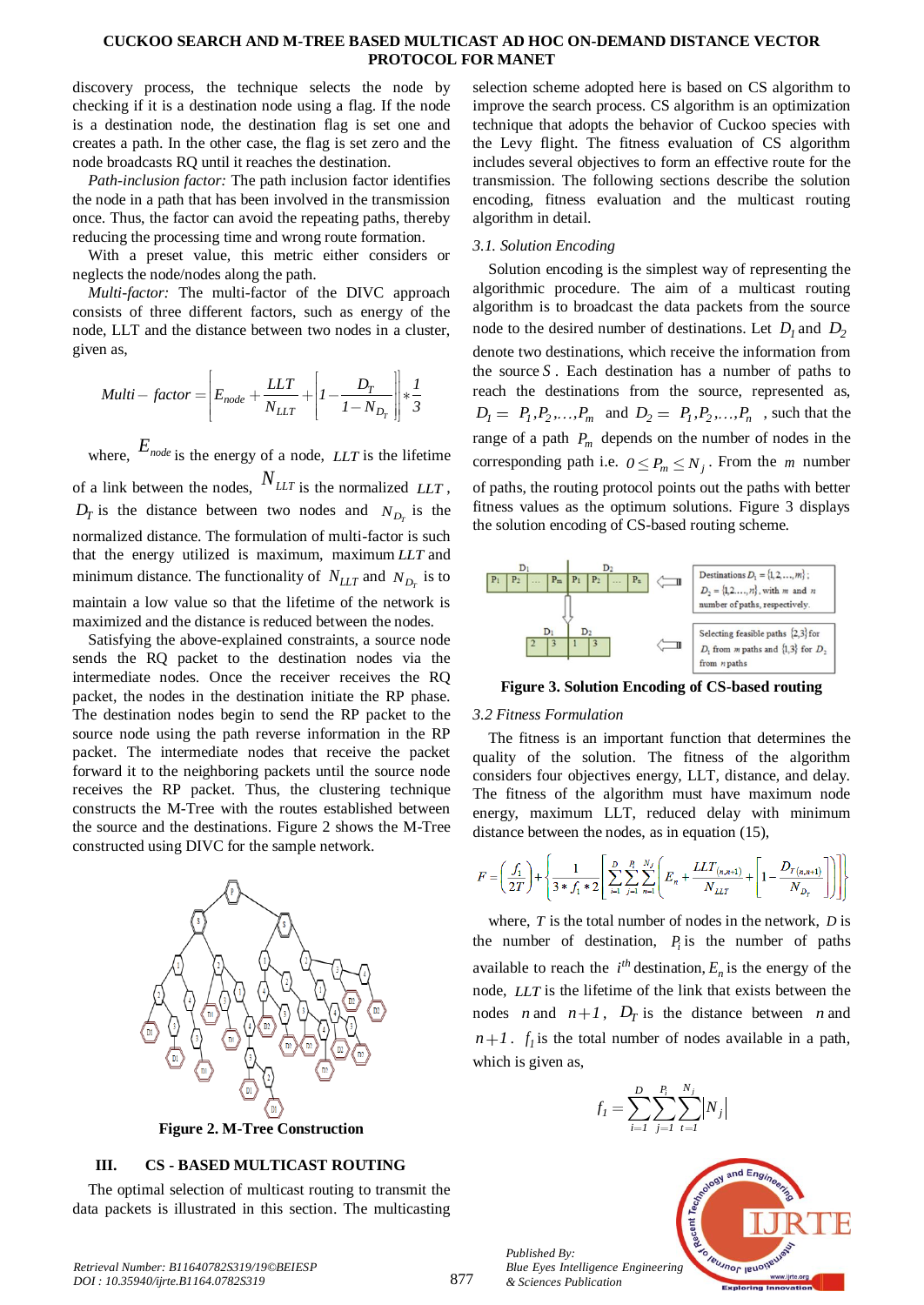discovery process, the technique selects the node by checking if it is a destination node using a flag. If the node is a destination node, the destination flag is set one and creates a path. In the other case, the flag is set zero and the node broadcasts RQ until it reaches the destination.

*Path-inclusion factor:* The path inclusion factor identifies the node in a path that has been involved in the transmission once. Thus, the factor can avoid the repeating paths, thereby reducing the processing time and wrong route formation.

With a preset value, this metric either considers or neglects the node/nodes along the path.

*Multi-factor:* The multi-factor of the DIVC approach consists of three different factors, such as energy of the node, LLT and the distance between two nodes in a cluster, given as,

$$Multi-factor = \left[ E_{node} + \frac{LLT}{N_{LLT}} + \left[ 1 - \frac{D_T}{1 - N_{D_T}} \right] \right] * \frac{1}{3}$$

where, $E_{node}$ is the energy of a node, $LLT$ is the lifetime of a link between the nodes, $N_{LLT}$ is the normalized $LLT$, $D_T$ is the distance between two nodes and $N_{D_T}$ is the normalized distance. The formulation of multi-factor is such that the energy utilized is maximum, maximum $LLT$ and minimum distance. The functionality of $N_{LLT}$ and $N_{D_T}$ is to maintain a low value so that the lifetime of the network is maximized and the distance is reduced between the nodes.

Satisfying the above-explained constraints, a source node sends the RQ packet to the destination nodes via the intermediate nodes. Once the receiver receives the RQ packet, the nodes in the destination initiate the RP phase. The destination nodes begin to send the RP packet to the source node using the path reverse information in the RP packet. The intermediate nodes that receive the packet forward it to the neighboring packets until the source node receives the RP packet. Thus, the clustering technique constructs the M-Tree with the routes established between the source and the destinations. Figure 2 shows the M-Tree constructed using DIVC for the sample network.

**Figure 2. M-Tree Construction**

## III. CS - BASED MULTICAST ROUTING

The optimal selection of multicast routing to transmit the data packets is illustrated in this section. The multicasting selection scheme adopted here is based on CS algorithm to improve the search process. CS algorithm is an optimization technique that adopts the behavior of Cuckoo species with the Levy flight. The fitness evaluation of CS algorithm includes several objectives to form an effective route for the transmission. The following sections describe the solution encoding, fitness evaluation and the multicast routing algorithm in detail.

### *3.1. Solution Encoding*

Solution encoding is the simplest way of representing the algorithmic procedure. The aim of a multicast routing algorithm is to broadcast the data packets from the source node to the desired number of destinations. Let $D_1$ and $D_2$ denote two destinations, which receive the information from the source $S$. Each destination has a number of paths to reach the destinations from the source, represented as, $D_1 = P_1, P_2, \ldots, P_m$ and $D_2 = P_1, P_2, \ldots, P_n$, such that the range of a path $P_m$ depends on the number of nodes in the corresponding path i.e. $0 \le P_m \le N_j$. From the $m$ number of paths, the routing protocol points out the paths with better fitness values as the optimum solutions. Figure 3 displays the solution encoding of CS-based routing scheme.

**Figure 3. Solution Encoding of CS-based routing**

### *3.2 Fitness Formulation*

The fitness is an important function that determines the quality of the solution. The fitness of the algorithm considers four objectives energy, LLT, distance, and delay. The fitness of the algorithm must have maximum node energy, maximum LLT, reduced delay with minimum distance between the nodes, as in equation (15),

$$F = \left( \frac{f_1}{2T} \right) + \left\{ \frac{1}{3 * f_1 * 2} \left[ \sum_{i=1}^{D} \sum_{j=1}^{P_i} \sum_{n=1}^{N_j} \left( E_n + \frac{LLT_{(n,n+1)}}{N_{LLT}} + \left[ 1 - \frac{D_{T(n,n+1)}}{N_{D_T}} \right] \right) \right] \right\}$$

where, $T$ is the total number of nodes in the network, $D$ is the number of destination, $P_i$ is the number of paths available to reach the $i^{th}$ destination, $E_n$ is the energy of the node, $LLT$ is the lifetime of the link that exists between the nodes $n$ and $n+1$, $D_T$ is the distance between $n$ and $n+1$. $f_1$ is the total number of nodes available in a path, which is given as,

$$f_1 = \sum_{i=1}^{D} \sum_{j=1}^{P_i} \sum_{t=1}^{N_j} |N_j|$$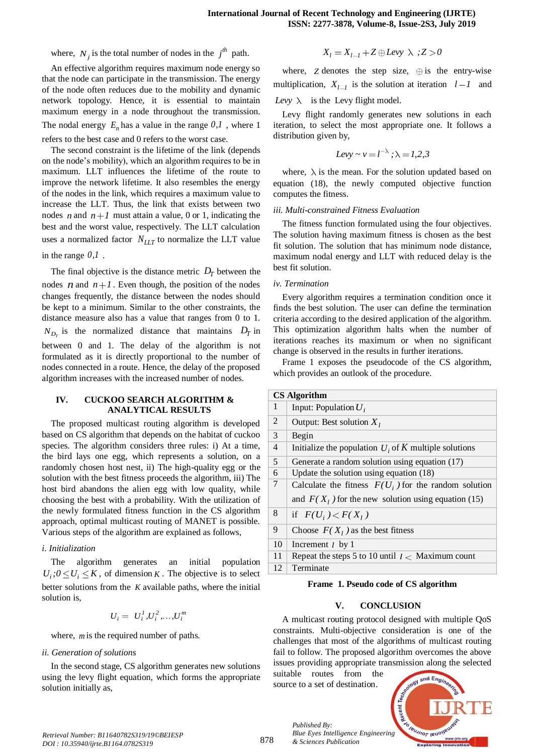where, $N_j$ is the total number of nodes in the $j^{th}$ path.

An effective algorithm requires maximum node energy so that the node can participate in the transmission. The energy of the node often reduces due to the mobility and dynamic network topology. Hence, it is essential to maintain maximum energy in a node throughout the transmission. The nodal energy $E_n$ has a value in the range $0,1$ , where 1 refers to the best case and 0 refers to the worst case.

The second constraint is the lifetime of the link (depends on the node's mobility), which an algorithm requires to be in maximum. LLT influences the lifetime of the route to improve the network lifetime. It also resembles the energy of the nodes in the link, which requires a maximum value to increase the LLT. Thus, the link that exists between two nodes $n$ and $n+1$ must attain a value, 0 or 1, indicating the best and the worst value, respectively. The LLT calculation uses a normalized factor $N_{LLT}$ to normalize the LLT value in the range $0,1$ .

The final objective is the distance metric $D_T$ between the nodes $n$ and $n+1$. Even though, the position of the nodes changes frequently, the distance between the nodes should be kept to a minimum. Similar to the other constraints, the distance measure also has a value that ranges from 0 to 1. $N_{D_T}$ is the normalized distance that maintains $D_T$ in between 0 and 1. The delay of the algorithm is not formulated as it is directly proportional to the number of nodes connected in a route. Hence, the delay of the proposed algorithm increases with the increased number of nodes.

## IV. CUCKOO SEARCH ALGORITHM & ANALYTICAL RESULTS

The proposed multicast routing algorithm is developed based on CS algorithm that depends on the habitat of cuckoo species. The algorithm considers three rules: i) At a time, the bird lays one egg, which represents a solution, on a randomly chosen host nest, ii) The high-quality egg or the solution with the best fitness proceeds the algorithm, iii) The host bird abandons the alien egg with low quality, while choosing the best with a probability. With the utilization of the newly formulated fitness function in the CS algorithm approach, optimal multicast routing of MANET is possible. Various steps of the algorithm are explained as follows,

*i. Initialization*

The algorithm generates an initial population $U_i; 0 \leq U_i \leq K$, of dimension $K$. The objective is to select better solutions from the $K$ available paths, where the initial solution is,

$$U_i = U_i^1, U_i^2, \ldots, U_i^m$$

where, $m$ is the required number of paths.

*ii. Generation of solutions*

In the second stage, CS algorithm generates new solutions using the levy flight equation, which forms the appropriate solution initially as,

$$X_l = X_{l-1} + Z \oplus Levy\ \lambda\ ; Z > 0$$

where, $Z$ denotes the step size, $\oplus$ is the entry-wise multiplication, $X_{l-1}$ is the solution at iteration $l-1$ and $Levy\ \lambda$ is the Levy flight model.

Levy flight randomly generates new solutions in each iteration, to select the most appropriate one. It follows a distribution given by,

$$Levy \sim v = l^{-\lambda}; \lambda = 1,2,3$$

where, $\lambda$ is the mean. For the solution updated based on equation (18), the newly computed objective function computes the fitness.

*iii. Multi-constrained Fitness Evaluation*

The fitness function formulated using the four objectives. The solution having maximum fitness is chosen as the best fit solution. The solution that has minimum node distance, maximum nodal energy and LLT with reduced delay is the best fit solution.

*iv. Termination*

Every algorithm requires a termination condition once it finds the best solution. The user can define the termination criteria according to the desired application of the algorithm. This optimization algorithm halts when the number of iterations reaches its maximum or when no significant change is observed in the results in further iterations.

Frame 1 exposes the pseudocode of the CS algorithm, which provides an outlook of the procedure.

| CS Algorithm | |
|---|---|
| 1 | Input: Population $U_i$ |
| 2 | Output: Best solution $X_l$ |
| 3 | Begin |
| 4 | Initialize the population $U_i$ of $K$ multiple solutions |
| 5 | Generate a random solution using equation (17) |
| 6 | Update the solution using equation (18) |
| 7 | Calculate the fitness $F(U_i)$ for the random solution and $F(X_l)$ for the new solution using equation (15) |
| 8 | if $F(U_i) < F(X_l)$ |
| 9 | Choose $F(X_l)$ as the best fitness |
| 10 | Increment $l$ by 1 |
| 11 | Repeat the steps 5 to 10 until $l <$ Maximum count |
| 12 | Terminate |

**Frame 1. Pseudo code of CS algorithm**

## V. CONCLUSION

A multicast routing protocol designed with multiple QoS constraints. Multi-objective consideration is one of the challenges that most of the algorithms of multicast routing fail to follow. The proposed algorithm overcomes the above issues providing appropriate transmission along the selected suitable routes from the source to a set of destination.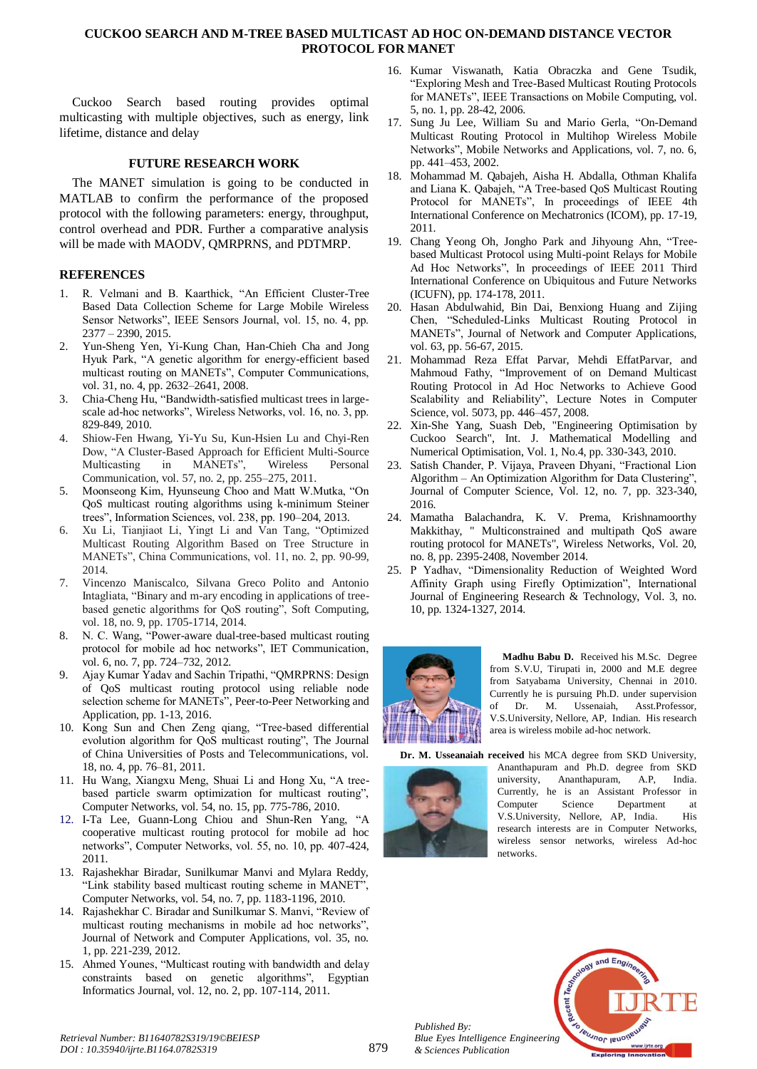Cuckoo Search based routing provides optimal multicasting with multiple objectives, such as energy, link lifetime, distance and delay

## FUTURE RESEARCH WORK

The MANET simulation is going to be conducted in MATLAB to confirm the performance of the proposed protocol with the following parameters: energy, throughput, control overhead and PDR. Further a comparative analysis will be made with MAODV, QMRPRNS, and PDTMRP.

## REFERENCES

1. R. Velmani and B. Kaarthick, "An Efficient Cluster-Tree Based Data Collection Scheme for Large Mobile Wireless Sensor Networks", IEEE Sensors Journal, vol. 15, no. 4, pp. 2377 – 2390, 2015.
2. Yun-Sheng Yen, Yi-Kung Chan, Han-Chieh Cha and Jong Hyuk Park, "A genetic algorithm for energy-efficient based multicast routing on MANETs", Computer Communications, vol. 31, no. 4, pp. 2632–2641, 2008.
3. Chia-Cheng Hu, "Bandwidth-satisfied multicast trees in large-scale ad-hoc networks", Wireless Networks, vol. 16, no. 3, pp. 829-849, 2010.
4. Shiow-Fen Hwang, Yi-Yu Su, Kun-Hsien Lu and Chyi-Ren Dow, "A Cluster-Based Approach for Efficient Multi-Source Multicasting in MANETs", Wireless Personal Communication, vol. 57, no. 2, pp. 255–275, 2011.
5. Moonseong Kim, Hyunseung Choo and Matt W.Mutka, "On QoS multicast routing algorithms using k-minimum Steiner trees", Information Sciences, vol. 238, pp. 190–204, 2013.
6. Xu Li, Tianjiaot Li, Yingt Li and Van Tang, "Optimized Multicast Routing Algorithm Based on Tree Structure in MANETs", China Communications, vol. 11, no. 2, pp. 90-99, 2014.
7. Vincenzo Maniscalco, Silvana Greco Polito and Antonio Intagliata, "Binary and m-ary encoding in applications of tree-based genetic algorithms for QoS routing", Soft Computing, vol. 18, no. 9, pp. 1705-1714, 2014.
8. N. C. Wang, "Power-aware dual-tree-based multicast routing protocol for mobile ad hoc networks", IET Communication, vol. 6, no. 7, pp. 724–732, 2012.
9. Ajay Kumar Yadav and Sachin Tripathi, "QMRPRNS: Design of QoS multicast routing protocol using reliable node selection scheme for MANETs", Peer-to-Peer Networking and Application, pp. 1-13, 2016.
10. Kong Sun and Chen Zeng qiang, "Tree-based differential evolution algorithm for QoS multicast routing", The Journal of China Universities of Posts and Telecommunications, vol. 18, no. 4, pp. 76–81, 2011.
11. Hu Wang, Xiangxu Meng, Shuai Li and Hong Xu, "A tree-based particle swarm optimization for multicast routing", Computer Networks, vol. 54, no. 15, pp. 775-786, 2010.
12. I-Ta Lee, Guann-Long Chiou and Shun-Ren Yang, "A cooperative multicast routing protocol for mobile ad hoc networks", Computer Networks, vol. 55, no. 10, pp. 407-424, 2011.
13. Rajashekhar Biradar, Sunilkumar Manvi and Mylara Reddy, "Link stability based multicast routing scheme in MANET", Computer Networks, vol. 54, no. 7, pp. 1183-1196, 2010.
14. Rajashekhar C. Biradar and Sunilkumar S. Manvi, "Review of multicast routing mechanisms in mobile ad hoc networks", Journal of Network and Computer Applications, vol. 35, no. 1, pp. 221-239, 2012.
15. Ahmed Younes, "Multicast routing with bandwidth and delay constraints based on genetic algorithms", Egyptian Informatics Journal, vol. 12, no. 2, pp. 107-114, 2011.
16. Kumar Viswanath, Katia Obraczka and Gene Tsudik, "Exploring Mesh and Tree-Based Multicast Routing Protocols for MANETs", IEEE Transactions on Mobile Computing, vol. 5, no. 1, pp. 28-42, 2006.
17. Sung Ju Lee, William Su and Mario Gerla, "On-Demand Multicast Routing Protocol in Multihop Wireless Mobile Networks", Mobile Networks and Applications, vol. 7, no. 6, pp. 441–453, 2002.
18. Mohammad M. Qabajeh, Aisha H. Abdalla, Othman Khalifa and Liana K. Qabajeh, "A Tree-based QoS Multicast Routing Protocol for MANETs", In proceedings of IEEE 4th International Conference on Mechatronics (ICOM), pp. 17-19, 2011.
19. Chang Yeong Oh, Jongho Park and Jihyoung Ahn, "Tree-based Multicast Protocol using Multi-point Relays for Mobile Ad Hoc Networks", In proceedings of IEEE 2011 Third International Conference on Ubiquitous and Future Networks (ICUFN), pp. 174-178, 2011.
20. Hasan Abdulwahid, Bin Dai, Benxiong Huang and Zijing Chen, "Scheduled-Links Multicast Routing Protocol in MANETs", Journal of Network and Computer Applications, vol. 63, pp. 56-67, 2015.
21. Mohammad Reza Effat Parvar, Mehdi EffatParvar, and Mahmoud Fathy, "Improvement of on Demand Multicast Routing Protocol in Ad Hoc Networks to Achieve Good Scalability and Reliability", Lecture Notes in Computer Science, vol. 5073, pp. 446–457, 2008.
22. Xin-She Yang, Suash Deb, "Engineering Optimisation by Cuckoo Search", Int. J. Mathematical Modelling and Numerical Optimisation, Vol. 1, No.4, pp. 330-343, 2010.
23. Satish Chander, P. Vijaya, Praveen Dhyani, "Fractional Lion Algorithm – An Optimization Algorithm for Data Clustering", Journal of Computer Science, Vol. 12, no. 7, pp. 323-340, 2016.
24. Mamatha Balachandra, K. V. Prema, Krishnamoorthy Makkithay, " Multiconstrained and multipath QoS aware routing protocol for MANETs", Wireless Networks, Vol. 20, no. 8, pp. 2395-2408, November 2014.
25. P Yadhav, "Dimensionality Reduction of Weighted Word Affinity Graph using Firefly Optimization", International Journal of Engineering Research & Technology, Vol. 3, no. 10, pp. 1324-1327, 2014.

**Madhu Babu D.** Received his M.Sc. Degree from S.V.U, Tirupati in, 2000 and M.E degree from Satyabama University, Chennai in 2010. Currently he is pursuing Ph.D. under supervision of Dr. M. Ussenaiah, Asst.Professor, V.S.University, Nellore, AP, Indian. His research area is wireless mobile ad-hoc network.

**Dr. M. Usseanaiah received** his MCA degree from SKD University, Ananthapuram and Ph.D. degree from SKD university, Ananthapuram, A.P, India. Currently, he is an Assistant Professor in Computer Science Department at V.S.University, Nellore, AP, India. His research interests are in Computer Networks, wireless sensor networks, wireless Ad-hoc networks.